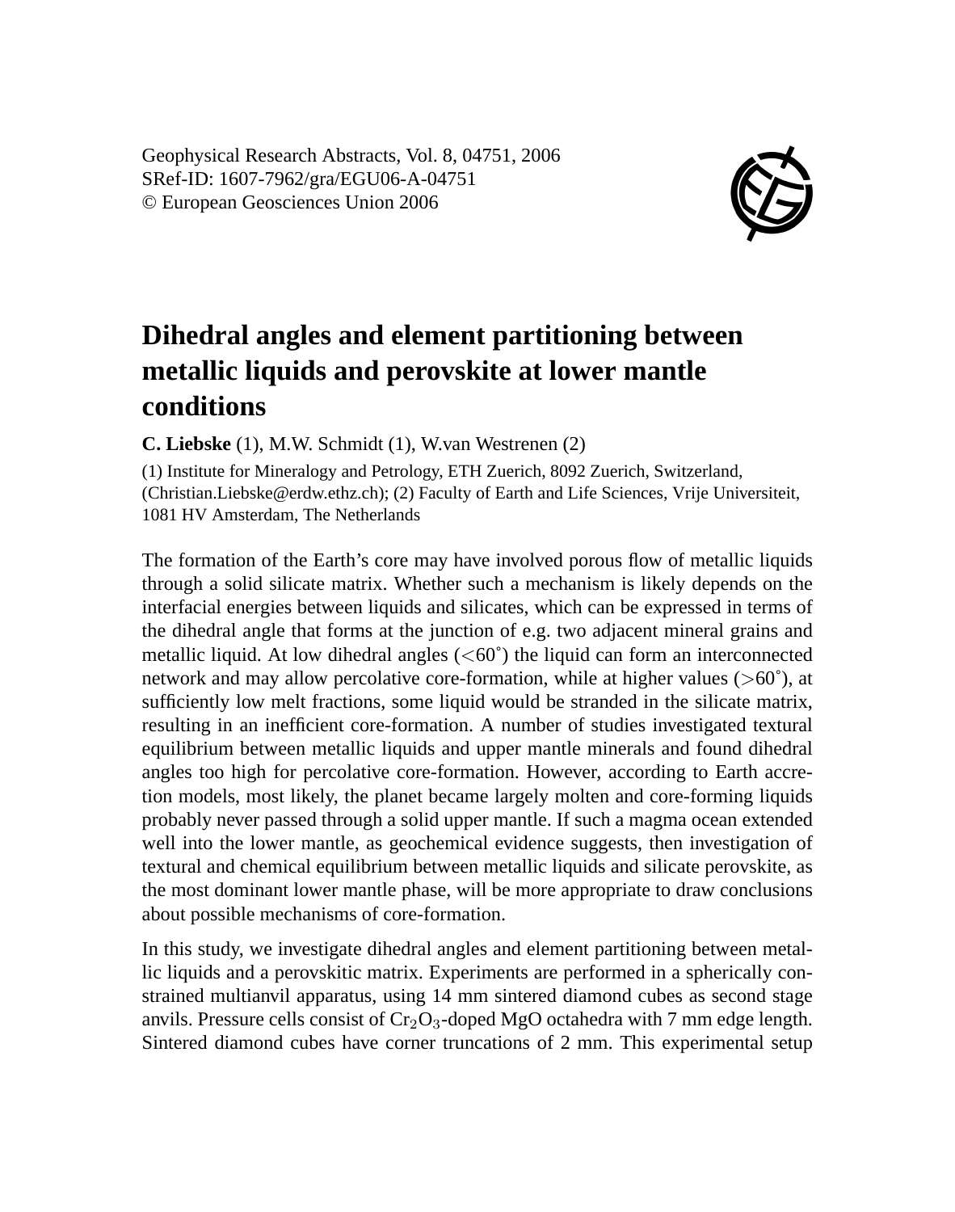# Dihedral angles and element partitioning between metallic liquids and perovskite at lower mantle conditions

**C. Liebske** (1), M.W. Schmidt (1), W.van Westrenen (2)

(1) Institute for Mineralogy and Petrology, ETH Zuerich, 8092 Zuerich, Switzerland, (Christian.Liebske@erdw.ethz.ch); (2) Faculty of Earth and Life Sciences, Vrije Universiteit, 1081 HV Amsterdam, The Netherlands

The formation of the Earth's core may have involved porous flow of metallic liquids through a solid silicate matrix. Whether such a mechanism is likely depends on the interfacial energies between liquids and silicates, which can be expressed in terms of the dihedral angle that forms at the junction of e.g. two adjacent mineral grains and metallic liquid. At low dihedral angles (<60˚) the liquid can form an interconnected network and may allow percolative core-formation, while at higher values (>60˚), at sufficiently low melt fractions, some liquid would be stranded in the silicate matrix, resulting in an inefficient core-formation. A number of studies investigated textural equilibrium between metallic liquids and upper mantle minerals and found dihedral angles too high for percolative core-formation. However, according to Earth accretion models, most likely, the planet became largely molten and core-forming liquids probably never passed through a solid upper mantle. If such a magma ocean extended well into the lower mantle, as geochemical evidence suggests, then investigation of textural and chemical equilibrium between metallic liquids and silicate perovskite, as the most dominant lower mantle phase, will be more appropriate to draw conclusions about possible mechanisms of core-formation.

In this study, we investigate dihedral angles and element partitioning between metallic liquids and a perovskitic matrix. Experiments are performed in a spherically constrained multianvil apparatus, using 14 mm sintered diamond cubes as second stage anvils. Pressure cells consist of $Cr_2O_3$-doped MgO octahedra with 7 mm edge length. Sintered diamond cubes have corner truncations of 2 mm. This experimental setup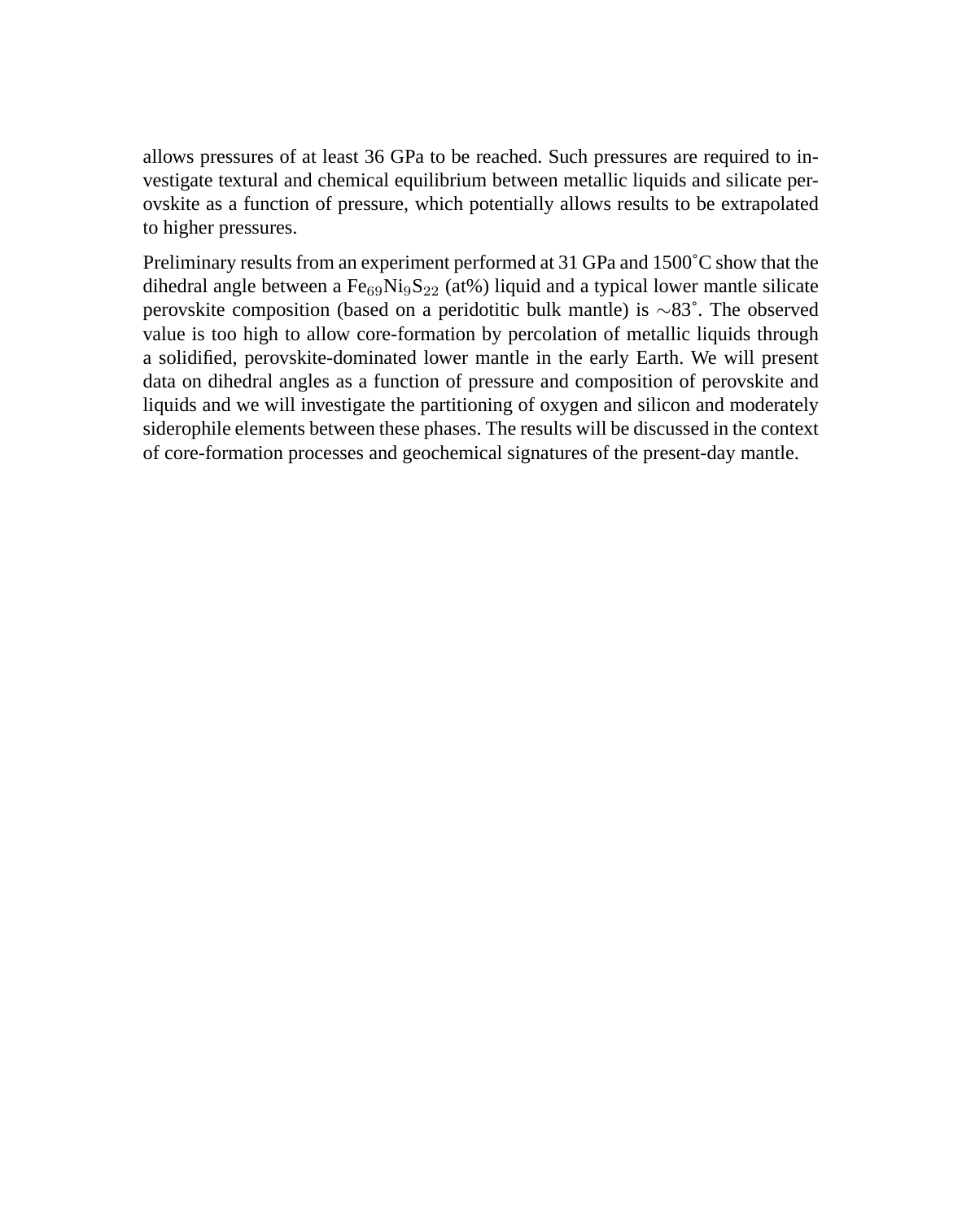allows pressures of at least 36 GPa to be reached. Such pressures are required to investigate textural and chemical equilibrium between metallic liquids and silicate perovskite as a function of pressure, which potentially allows results to be extrapolated to higher pressures.

Preliminary results from an experiment performed at 31 GPa and 1500˚C show that the dihedral angle between a $Fe_{69}Ni_{9}S_{22}$ (at%) liquid and a typical lower mantle silicate perovskite composition (based on a peridotitic bulk mantle) is $\sim$83˚. The observed value is too high to allow core-formation by percolation of metallic liquids through a solidified, perovskite-dominated lower mantle in the early Earth. We will present data on dihedral angles as a function of pressure and composition of perovskite and liquids and we will investigate the partitioning of oxygen and silicon and moderately siderophile elements between these phases. The results will be discussed in the context of core-formation processes and geochemical signatures of the present-day mantle.